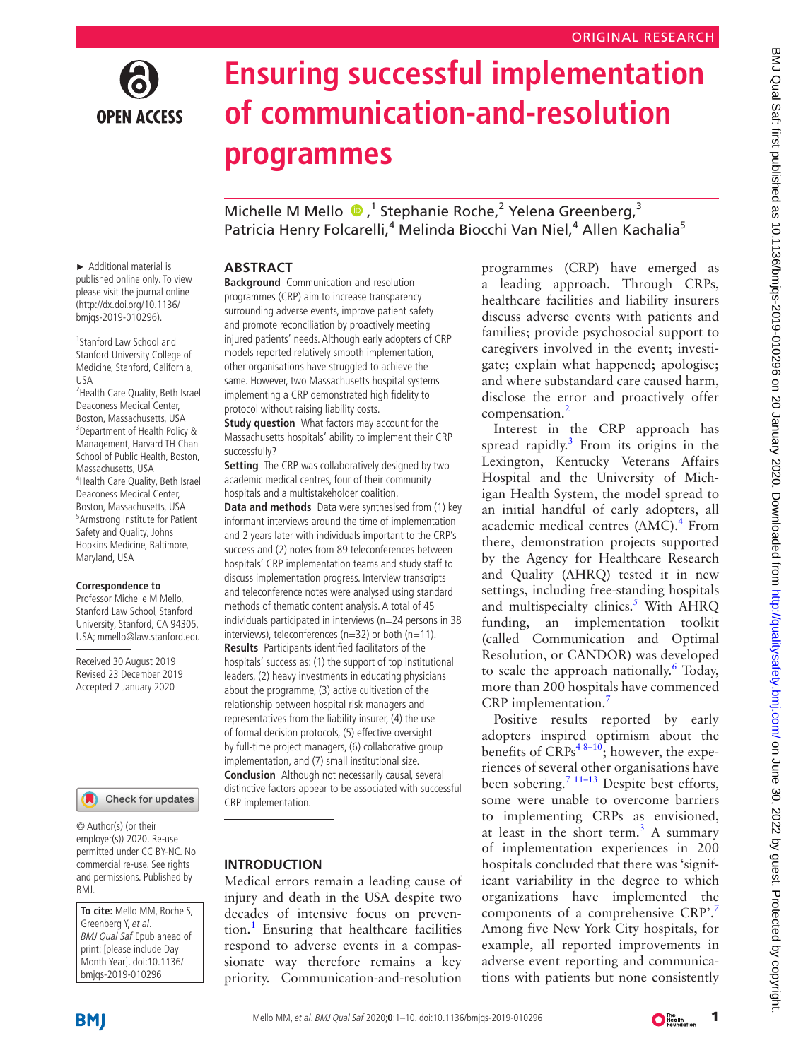ORIGINAL RESEARCH

# Ensuring successful implementation of communication-and-resolution programmes

Michelle M Mello,[1] Stephanie Roche,[2] Yelena Greenberg,[3] Patricia Henry Folcarelli,[4] Melinda Biocchi Van Niel,[4] Allen Kachalia[5]

► Additional material is published online only. To view please visit the journal online (http://dx.doi.org/10.1136/bmjqs-2019-010296).

[1]Stanford Law School and Stanford University College of Medicine, Stanford, California, USA
[2]Health Care Quality, Beth Israel Deaconess Medical Center, Boston, Massachusetts, USA
[3]Department of Health Policy & Management, Harvard TH Chan School of Public Health, Boston, Massachusetts, USA
[4]Health Care Quality, Beth Israel Deaconess Medical Center, Boston, Massachusetts, USA
[5]Armstrong Institute for Patient Safety and Quality, Johns Hopkins Medicine, Baltimore, Maryland, USA

**Correspondence to**
Professor Michelle M Mello, Stanford Law School, Stanford University, Stanford, CA 94305, USA; mmello@law.stanford.edu

Received 30 August 2019
Revised 23 December 2019
Accepted 2 January 2020

© Author(s) (or their employer(s)) 2020. Re-use permitted under CC BY-NC. No commercial re-use. See rights and permissions. Published by BMJ.

**To cite:** Mello MM, Roche S, Greenberg Y, *et al*. *BMJ Qual Saf* Epub ahead of print: [please include Day Month Year]. doi:10.1136/bmjqs-2019-010296

## ABSTRACT

**Background** Communication-and-resolution programmes (CRP) aim to increase transparency surrounding adverse events, improve patient safety and promote reconciliation by proactively meeting injured patients' needs. Although early adopters of CRP models reported relatively smooth implementation, other organisations have struggled to achieve the same. However, two Massachusetts hospital systems implementing a CRP demonstrated high fidelity to protocol without raising liability costs.

**Study question** What factors may account for the Massachusetts hospitals' ability to implement their CRP successfully?

**Setting** The CRP was collaboratively designed by two academic medical centres, four of their community hospitals and a multistakeholder coalition.

**Data and methods** Data were synthesised from (1) key informant interviews around the time of implementation and 2 years later with individuals important to the CRP's success and (2) notes from 89 teleconferences between hospitals' CRP implementation teams and study staff to discuss implementation progress. Interview transcripts and teleconference notes were analysed using standard methods of thematic content analysis. A total of 45 individuals participated in interviews (n=24 persons in 38 interviews), teleconferences (n=32) or both (n=11).

**Results** Participants identified facilitators of the hospitals' success as: (1) the support of top institutional leaders, (2) heavy investments in educating physicians about the programme, (3) active cultivation of the relationship between hospital risk managers and representatives from the liability insurer, (4) the use of formal decision protocols, (5) effective oversight by full-time project managers, (6) collaborative group implementation, and (7) small institutional size.

**Conclusion** Although not necessarily causal, several distinctive factors appear to be associated with successful CRP implementation.

## INTRODUCTION

Medical errors remain a leading cause of injury and death in the USA despite two decades of intensive focus on prevention.[1] Ensuring that healthcare facilities respond to adverse events in a compassionate way therefore remains a key priority. Communication-and-resolution programmes (CRP) have emerged as a leading approach. Through CRPs, healthcare facilities and liability insurers discuss adverse events with patients and families; provide psychosocial support to caregivers involved in the event; investigate; explain what happened; apologise; and where substandard care caused harm, disclose the error and proactively offer compensation.[2]

Interest in the CRP approach has spread rapidly.[3] From its origins in the Lexington, Kentucky Veterans Affairs Hospital and the University of Michigan Health System, the model spread to an initial handful of early adopters, all academic medical centres (AMC).[4] From there, demonstration projects supported by the Agency for Healthcare Research and Quality (AHRQ) tested it in new settings, including free-standing hospitals and multispecialty clinics.[5] With AHRQ funding, an implementation toolkit (called Communication and Optimal Resolution, or CANDOR) was developed to scale the approach nationally.[6] Today, more than 200 hospitals have commenced CRP implementation.[7]

Positive results reported by early adopters inspired optimism about the benefits of CRPs[4,8–10]; however, the experiences of several other organisations have been sobering.[7,11–13] Despite best efforts, some were unable to overcome barriers to implementing CRPs as envisioned, at least in the short term.[3] A summary of implementation experiences in 200 hospitals concluded that there was 'significant variability in the degree to which organizations have implemented the components of a comprehensive CRP'.[7] Among five New York City hospitals, for example, all reported improvements in adverse event reporting and communications with patients but none consistently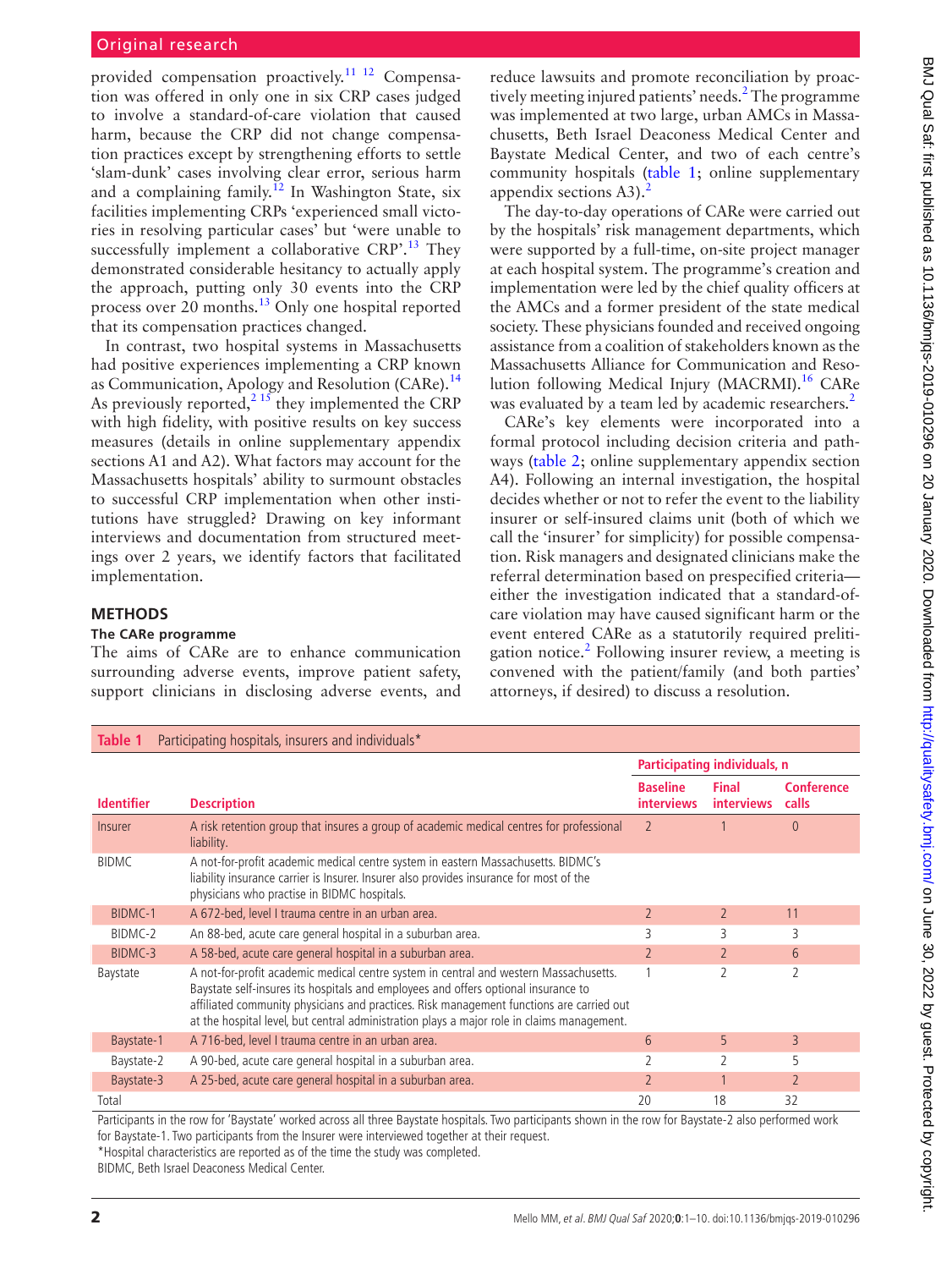provided compensation proactively.[11,12] Compensation was offered in only one in six CRP cases judged to involve a standard-of-care violation that caused harm, because the CRP did not change compensation practices except by strengthening efforts to settle 'slam-dunk' cases involving clear error, serious harm and a complaining family.[12] In Washington State, six facilities implementing CRPs 'experienced small victories in resolving particular cases' but 'were unable to successfully implement a collaborative CRP'.[13] They demonstrated considerable hesitancy to actually apply the approach, putting only 30 events into the CRP process over 20 months.[13] Only one hospital reported that its compensation practices changed.

In contrast, two hospital systems in Massachusetts had positive experiences implementing a CRP known as Communication, Apology and Resolution (CARe).[14] As previously reported,[2,15] they implemented the CRP with high fidelity, with positive results on key success measures (details in online supplementary appendix sections A1 and A2). What factors may account for the Massachusetts hospitals' ability to surmount obstacles to successful CRP implementation when other institutions have struggled? Drawing on key informant interviews and documentation from structured meetings over 2 years, we identify factors that facilitated implementation.

## METHODS

### The CARe programme

The aims of CARe are to enhance communication surrounding adverse events, improve patient safety, support clinicians in disclosing adverse events, and reduce lawsuits and promote reconciliation by proactively meeting injured patients' needs.[2] The programme was implemented at two large, urban AMCs in Massachusetts, Beth Israel Deaconess Medical Center and Baystate Medical Center, and two of each centre's community hospitals (table 1; online supplementary appendix sections A3).[2]

The day-to-day operations of CARe were carried out by the hospitals' risk management departments, which were supported by a full-time, on-site project manager at each hospital system. The programme's creation and implementation were led by the chief quality officers at the AMCs and a former president of the state medical society. These physicians founded and received ongoing assistance from a coalition of stakeholders known as the Massachusetts Alliance for Communication and Resolution following Medical Injury (MACRMI).[16] CARe was evaluated by a team led by academic researchers.[2]

CARe's key elements were incorporated into a formal protocol including decision criteria and pathways (table 2; online supplementary appendix section A4). Following an internal investigation, the hospital decides whether or not to refer the event to the liability insurer or self-insured claims unit (both of which we call the 'insurer' for simplicity) for possible compensation. Risk managers and designated clinicians make the referral determination based on prespecified criteria—either the investigation indicated that a standard-of-care violation may have caused significant harm or the event entered CARe as a statutorily required prelitigation notice.[2] Following insurer review, a meeting is convened with the patient/family (and both parties' attorneys, if desired) to discuss a resolution.

**Table 1** Participating hospitals, insurers and individuals*

| | | Participating individuals, n | | |
|---|---|---|---|---|
| **Identifier** | **Description** | **Baseline interviews** | **Final interviews** | **Conference calls** |
| Insurer | A risk retention group that insures a group of academic medical centres for professional liability. | 2 | 1 | 0 |
| BIDMC | A not-for-profit academic medical centre system in eastern Massachusetts. BIDMC's liability insurance carrier is Insurer. Insurer also provides insurance for most of the physicians who practise in BIDMC hospitals. | | | |
| BIDMC-1 | A 672-bed, level I trauma centre in an urban area. | 2 | 2 | 11 |
| BIDMC-2 | An 88-bed, acute care general hospital in a suburban area. | 3 | 3 | 3 |
| BIDMC-3 | A 58-bed, acute care general hospital in a suburban area. | 2 | 2 | 6 |
| Baystate | A not-for-profit academic medical centre system in central and western Massachusetts. Baystate self-insures its hospitals and employees and offers optional insurance to affiliated community physicians and practices. Risk management functions are carried out at the hospital level, but central administration plays a major role in claims management. | 1 | 2 | 2 |
| Baystate-1 | A 716-bed, level I trauma centre in an urban area. | 6 | 5 | 3 |
| Baystate-2 | A 90-bed, acute care general hospital in a suburban area. | 2 | 2 | 5 |
| Baystate-3 | A 25-bed, acute care general hospital in a suburban area. | 2 | 1 | 2 |
| Total | | 20 | 18 | 32 |

Participants in the row for 'Baystate' worked across all three Baystate hospitals. Two participants shown in the row for Baystate-2 also performed work for Baystate-1. Two participants from the Insurer were interviewed together at their request.

*Hospital characteristics are reported as of the time the study was completed.

BIDMC, Beth Israel Deaconess Medical Center.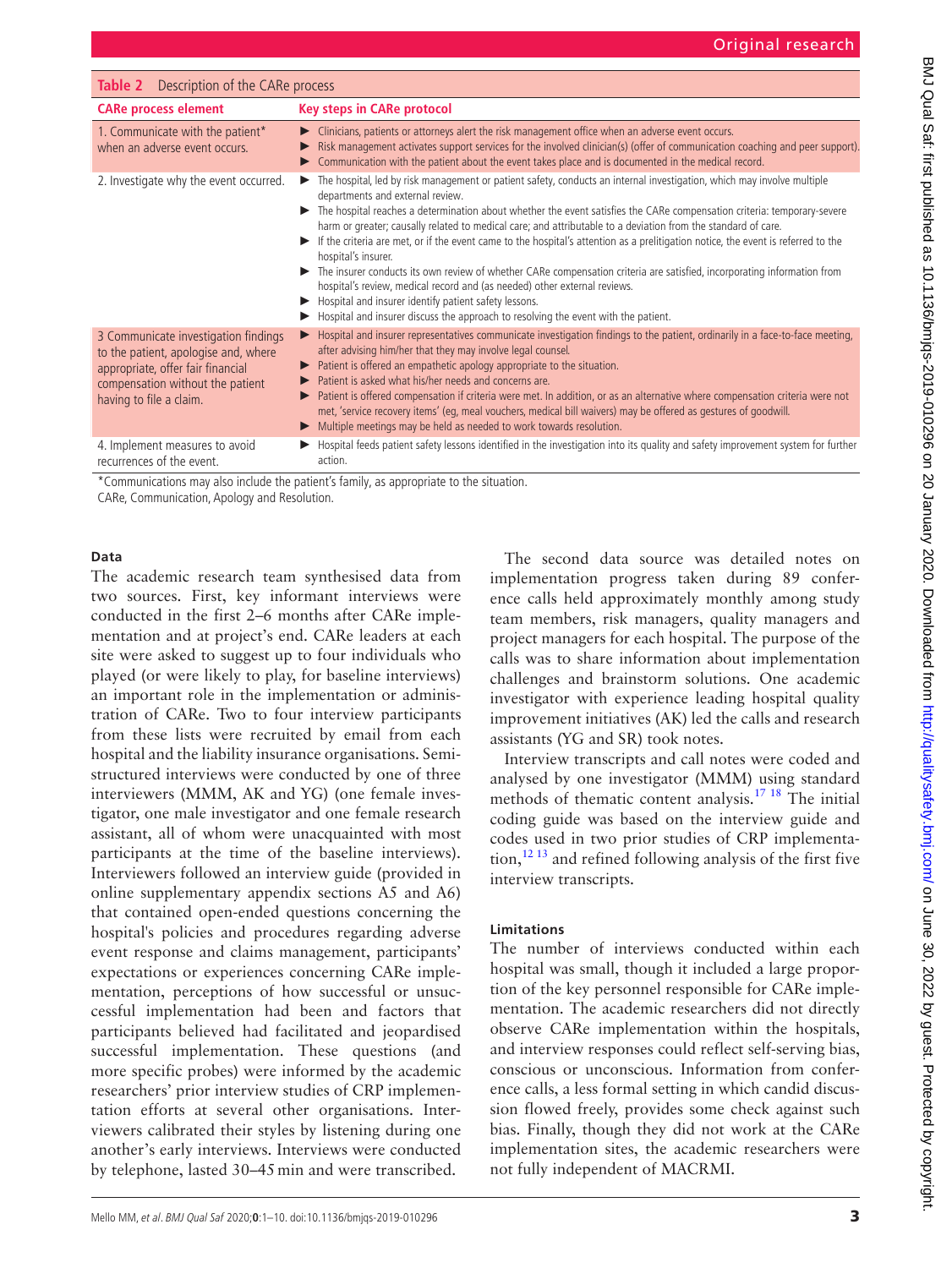**Table 2** Description of the CARe process

| CARe process element | Key steps in CARe protocol |
|---|---|
| 1. Communicate with the patient* when an adverse event occurs. | ► Clinicians, patients or attorneys alert the risk management office when an adverse event occurs.<br>► Risk management activates support services for the involved clinician(s) (offer of communication coaching and peer support).<br>► Communication with the patient about the event takes place and is documented in the medical record. |
| 2. Investigate why the event occurred. | ► The hospital, led by risk management or patient safety, conducts an internal investigation, which may involve multiple departments and external review.<br>► The hospital reaches a determination about whether the event satisfies the CARe compensation criteria: temporary-severe harm or greater; causally related to medical care; and attributable to a deviation from the standard of care.<br>► If the criteria are met, or if the event came to the hospital's attention as a prelitigation notice, the event is referred to the hospital's insurer.<br>► The insurer conducts its own review of whether CARe compensation criteria are satisfied, incorporating information from hospital's review, medical record and (as needed) other external reviews.<br>► Hospital and insurer identify patient safety lessons.<br>► Hospital and insurer discuss the approach to resolving the event with the patient. |
| 3 Communicate investigation findings to the patient, apologise and, where appropriate, offer fair financial compensation without the patient having to file a claim. | ► Hospital and insurer representatives communicate investigation findings to the patient, ordinarily in a face-to-face meeting, after advising him/her that they may involve legal counsel.<br>► Patient is offered an empathetic apology appropriate to the situation.<br>► Patient is asked what his/her needs and concerns are.<br>► Patient is offered compensation if criteria were met. In addition, or as an alternative where compensation criteria were not met, 'service recovery items' (eg, meal vouchers, medical bill waivers) may be offered as gestures of goodwill.<br>► Multiple meetings may be held as needed to work towards resolution. |
| 4. Implement measures to avoid recurrences of the event. | ► Hospital feeds patient safety lessons identified in the investigation into its quality and safety improvement system for further action. |

*Communications may also include the patient's family, as appropriate to the situation.
CARe, Communication, Apology and Resolution.

#### Data

The academic research team synthesised data from two sources. First, key informant interviews were conducted in the first 2–6 months after CARe implementation and at project's end. CARe leaders at each site were asked to suggest up to four individuals who played (or were likely to play, for baseline interviews) an important role in the implementation or administration of CARe. Two to four interview participants from these lists were recruited by email from each hospital and the liability insurance organisations. Semi-structured interviews were conducted by one of three interviewers (MMM, AK and YG) (one female investigator, one male investigator and one female research assistant, all of whom were unacquainted with most participants at the time of the baseline interviews). Interviewers followed an interview guide (provided in online supplementary appendix sections A5 and A6) that contained open-ended questions concerning the hospital's policies and procedures regarding adverse event response and claims management, participants' expectations or experiences concerning CARe implementation, perceptions of how successful or unsuccessful implementation had been and factors that participants believed had facilitated and jeopardised successful implementation. These questions (and more specific probes) were informed by the academic researchers' prior interview studies of CRP implementation efforts at several other organisations. Interviewers calibrated their styles by listening during one another's early interviews. Interviews were conducted by telephone, lasted 30–45 min and were transcribed.

The second data source was detailed notes on implementation progress taken during 89 conference calls held approximately monthly among study team members, risk managers, quality managers and project managers for each hospital. The purpose of the calls was to share information about implementation challenges and brainstorm solutions. One academic investigator with experience leading hospital quality improvement initiatives (AK) led the calls and research assistants (YG and SR) took notes.

Interview transcripts and call notes were coded and analysed by one investigator (MMM) using standard methods of thematic content analysis.[17 18] The initial coding guide was based on the interview guide and codes used in two prior studies of CRP implementation,[12 13] and refined following analysis of the first five interview transcripts.

#### Limitations

The number of interviews conducted within each hospital was small, though it included a large proportion of the key personnel responsible for CARe implementation. The academic researchers did not directly observe CARe implementation within the hospitals, and interview responses could reflect self-serving bias, conscious or unconscious. Information from conference calls, a less formal setting in which candid discussion flowed freely, provides some check against such bias. Finally, though they did not work at the CARe implementation sites, the academic researchers were not fully independent of MACRMI.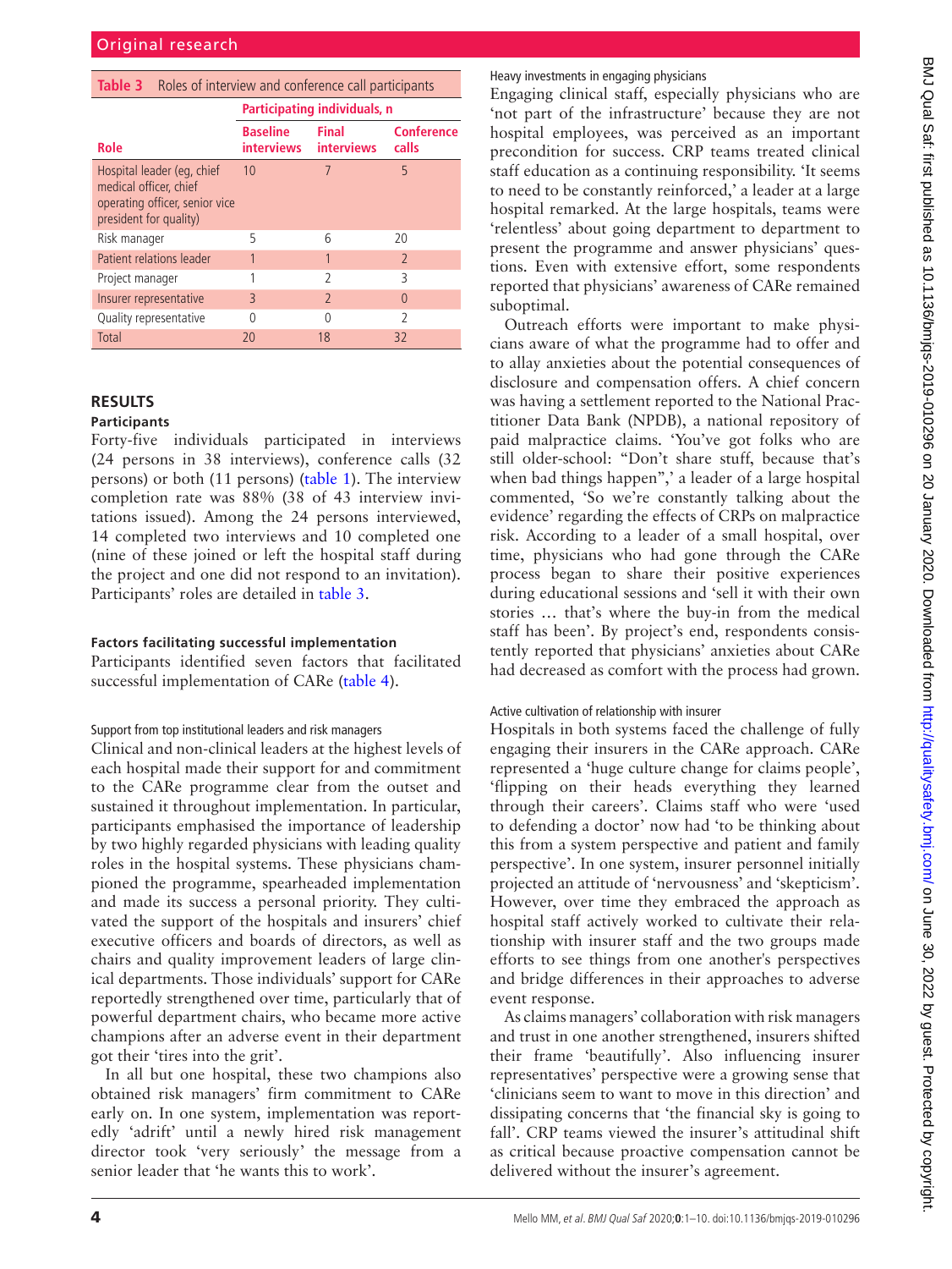**Table 3** Roles of interview and conference call participants

| Role | Participating individuals, n | | |
|---|---|---|---|
| | Baseline interviews | Final interviews | Conference calls |
| Hospital leader (eg, chief medical officer, chief operating officer, senior vice president for quality) | 10 | 7 | 5 |
| Risk manager | 5 | 6 | 20 |
| Patient relations leader | 1 | 1 | 2 |
| Project manager | 1 | 2 | 3 |
| Insurer representative | 3 | 2 | 0 |
| Quality representative | 0 | 0 | 2 |
| Total | 20 | 18 | 32 |

## RESULTS

### Participants

Forty-five individuals participated in interviews (24 persons in 38 interviews), conference calls (32 persons) or both (11 persons) (table 1). The interview completion rate was 88% (38 of 43 interview invitations issued). Among the 24 persons interviewed, 14 completed two interviews and 10 completed one (nine of these joined or left the hospital staff during the project and one did not respond to an invitation). Participants' roles are detailed in table 3.

### Factors facilitating successful implementation

Participants identified seven factors that facilitated successful implementation of CARe (table 4).

#### Support from top institutional leaders and risk managers

Clinical and non-clinical leaders at the highest levels of each hospital made their support for and commitment to the CARe programme clear from the outset and sustained it throughout implementation. In particular, participants emphasised the importance of leadership by two highly regarded physicians with leading quality roles in the hospital systems. These physicians championed the programme, spearheaded implementation and made its success a personal priority. They cultivated the support of the hospitals and insurers' chief executive officers and boards of directors, as well as chairs and quality improvement leaders of large clinical departments. Those individuals' support for CARe reportedly strengthened over time, particularly that of powerful department chairs, who became more active champions after an adverse event in their department got their 'tires into the grit'.

In all but one hospital, these two champions also obtained risk managers' firm commitment to CARe early on. In one system, implementation was reportedly 'adrift' until a newly hired risk management director took 'very seriously' the message from a senior leader that 'he wants this to work'.

#### Heavy investments in engaging physicians

Engaging clinical staff, especially physicians who are 'not part of the infrastructure' because they are not hospital employees, was perceived as an important precondition for success. CRP teams treated clinical staff education as a continuing responsibility. 'It seems to need to be constantly reinforced,' a leader at a large hospital remarked. At the large hospitals, teams were 'relentless' about going department to department to present the programme and answer physicians' questions. Even with extensive effort, some respondents reported that physicians' awareness of CARe remained suboptimal.

Outreach efforts were important to make physicians aware of what the programme had to offer and to allay anxieties about the potential consequences of disclosure and compensation offers. A chief concern was having a settlement reported to the National Practitioner Data Bank (NPDB), a national repository of paid malpractice claims. 'You've got folks who are still older-school: "Don't share stuff, because that's when bad things happen",' a leader of a large hospital commented, 'So we're constantly talking about the evidence' regarding the effects of CRPs on malpractice risk. According to a leader of a small hospital, over time, physicians who had gone through the CARe process began to share their positive experiences during educational sessions and 'sell it with their own stories … that's where the buy-in from the medical staff has been'. By project's end, respondents consistently reported that physicians' anxieties about CARe had decreased as comfort with the process had grown.

#### Active cultivation of relationship with insurer

Hospitals in both systems faced the challenge of fully engaging their insurers in the CARe approach. CARe represented a 'huge culture change for claims people', 'flipping on their heads everything they learned through their careers'. Claims staff who were 'used to defending a doctor' now had 'to be thinking about this from a system perspective and patient and family perspective'. In one system, insurer personnel initially projected an attitude of 'nervousness' and 'skepticism'. However, over time they embraced the approach as hospital staff actively worked to cultivate their relationship with insurer staff and the two groups made efforts to see things from one another's perspectives and bridge differences in their approaches to adverse event response.

As claims managers' collaboration with risk managers and trust in one another strengthened, insurers shifted their frame 'beautifully'. Also influencing insurer representatives' perspective were a growing sense that 'clinicians seem to want to move in this direction' and dissipating concerns that 'the financial sky is going to fall'. CRP teams viewed the insurer's attitudinal shift as critical because proactive compensation cannot be delivered without the insurer's agreement.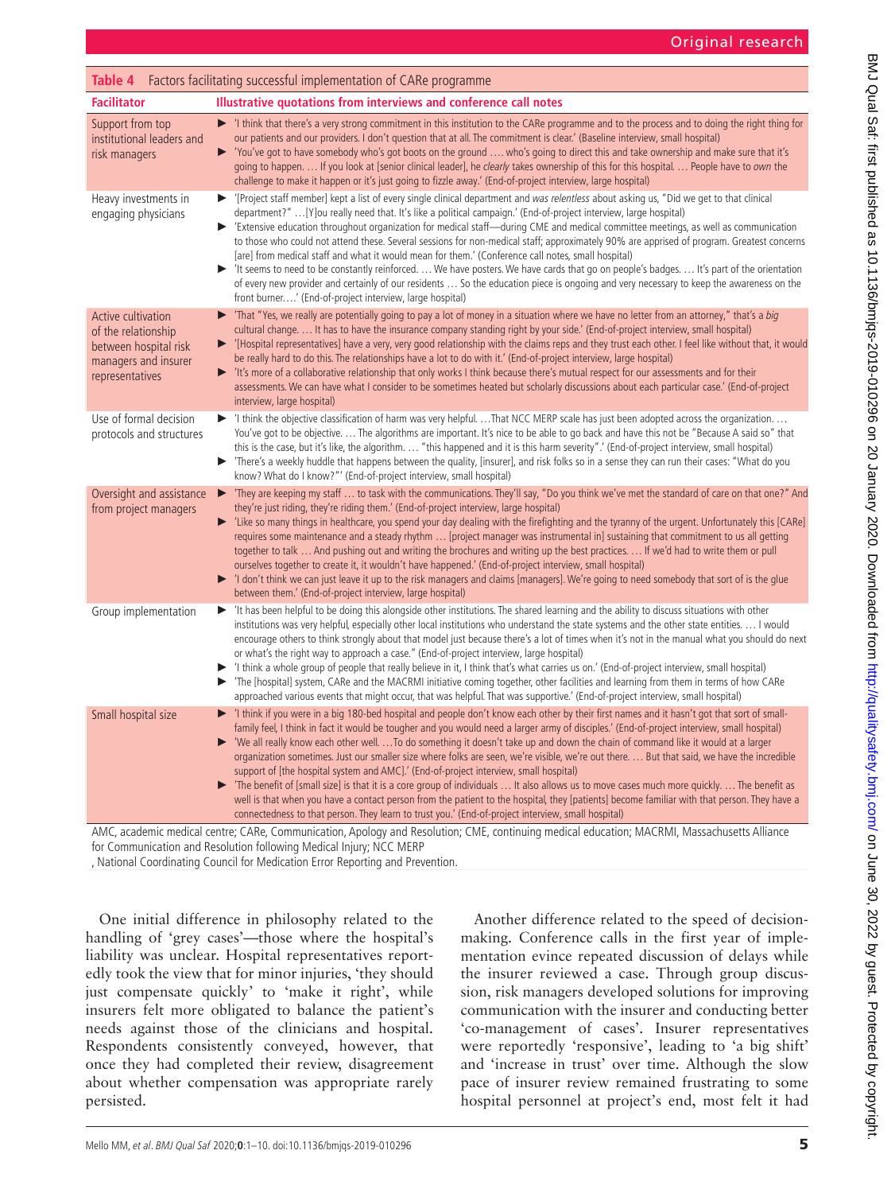**Table 4** Factors facilitating successful implementation of CARe programme

| Facilitator | Illustrative quotations from interviews and conference call notes |
|---|---|
| Support from top institutional leaders and risk managers | ▶ 'I think that there's a very strong commitment in this institution to the CARe programme and to the process and to doing the right thing for our patients and our providers. I don't question that at all. The commitment is clear.' (Baseline interview, small hospital)<br>▶ 'You've got to have somebody who's got boots on the ground …. who's going to direct this and take ownership and make sure that it's going to happen. … If you look at [senior clinical leader], he *clearly* takes ownership of this for this hospital. … People have to *own* the challenge to make it happen or it's just going to fizzle away.' (End-of-project interview, large hospital) |
| Heavy investments in engaging physicians | ▶ '[Project staff member] kept a list of every single clinical department and *was relentless* about asking us, "Did we get to that clinical department?" …[Y]ou really need that. It's like a political campaign.' (End-of-project interview, large hospital)<br>▶ 'Extensive education throughout organization for medical staff—during CME and medical committee meetings, as well as communication to those who could not attend these. Several sessions for non-medical staff; approximately 90% are apprised of program. Greatest concerns [are] from medical staff and what it would mean for them.' (Conference call notes, small hospital)<br>▶ 'It seems to need to be constantly reinforced. … We have posters. We have cards that go on people's badges. … It's part of the orientation of every new provider and certainly of our residents … So the education piece is ongoing and very necessary to keep the awareness on the front burner….' (End-of-project interview, large hospital) |
| Active cultivation of the relationship between hospital risk managers and insurer representatives | ▶ 'That "Yes, we really are potentially going to pay a lot of money in a situation where we have no letter from an attorney," that's a *big* cultural change. … It has to have the insurance company standing right by your side.' (End-of-project interview, small hospital)<br>▶ '[Hospital representatives] have a very, very good relationship with the claims reps and they trust each other. I feel like without that, it would be really hard to do this. The relationships have a lot to do with it.' (End-of-project interview, large hospital)<br>▶ 'It's more of a collaborative relationship that only works I think because there's mutual respect for our assessments and for their assessments. We can have what I consider to be sometimes heated but scholarly discussions about each particular case.' (End-of-project interview, large hospital) |
| Use of formal decision protocols and structures | ▶ 'I think the objective classification of harm was very helpful. …That NCC MERP scale has just been adopted across the organization. … You've got to be objective. … The algorithms are important. It's nice to be able to go back and have this not be "Because A said so" that this is the case, but it's like, the algorithm. … "this happened and it is this harm severity".' (End-of-project interview, small hospital)<br>▶ 'There's a weekly huddle that happens between the quality, [insurer], and risk folks so in a sense they can run their cases: "What do you know? What do I know?"' (End-of-project interview, small hospital) |
| Oversight and assistance from project managers | ▶ 'They are keeping my staff … to task with the communications. They'll say, "Do you think we've met the standard of care on that one?" And they're just riding, they're riding them.' (End-of-project interview, large hospital)<br>▶ 'Like so many things in healthcare, you spend your day dealing with the firefighting and the tyranny of the urgent. Unfortunately this [CARe] requires some maintenance and a steady rhythm … [project manager was instrumental in] sustaining that commitment to us all getting together to talk … And pushing out and writing the brochures and writing up the best practices. … If we'd had to write them or pull ourselves together to create it, it wouldn't have happened.' (End-of-project interview, small hospital)<br>▶ 'I don't think we can just leave it up to the risk managers and claims [managers]. We're going to need somebody that sort of is the glue between them.' (End-of-project interview, large hospital) |
| Group implementation | ▶ 'It has been helpful to be doing this alongside other institutions. The shared learning and the ability to discuss situations with other institutions was very helpful, especially other local institutions who understand the state systems and the other state entities. … I would encourage others to think strongly about that model just because there's a lot of times when it's not in the manual what you should do next or what's the right way to approach a case.' (End-of-project interview, large hospital)<br>▶ 'I think a whole group of people that really believe in it, I think that's what carries us on.' (End-of-project interview, small hospital)<br>▶ 'The [hospital] system, CARe and the MACRMI initiative coming together, other facilities and learning from them in terms of how CARe approached various events that might occur, that was helpful. That was supportive.' (End-of-project interview, small hospital) |
| Small hospital size | ▶ 'I think if you were in a big 180-bed hospital and people don't know each other by their first names and it hasn't got that sort of small-family feel, I think in fact it would be tougher and you would need a larger army of disciples.' (End-of-project interview, small hospital)<br>▶ 'We all really know each other well. …To do something it doesn't take up and down the chain of command like it would at a larger organization sometimes. Just our smaller size where folks are seen, we're visible, we're out there. … But that said, we have the incredible support of [the hospital system and AMC].' (End-of-project interview, small hospital)<br>▶ 'The benefit of [small size] is that it is a core group of individuals … It also allows us to move cases much more quickly. … The benefit as well is that when you have a contact person from the patient to the hospital, they [patients] become familiar with that person. They have a connectedness to that person. They learn to trust you.' (End-of-project interview, small hospital) |

AMC, academic medical centre; CARe, Communication, Apology and Resolution; CME, continuing medical education; MACRMI, Massachusetts Alliance for Communication and Resolution following Medical Injury; NCC MERP, National Coordinating Council for Medication Error Reporting and Prevention.

One initial difference in philosophy related to the handling of 'grey cases'—those where the hospital's liability was unclear. Hospital representatives reportedly took the view that for minor injuries, 'they should just compensate quickly' to 'make it right', while insurers felt more obligated to balance the patient's needs against those of the clinicians and hospital. Respondents consistently conveyed, however, that once they had completed their review, disagreement about whether compensation was appropriate rarely persisted.

Another difference related to the speed of decision-making. Conference calls in the first year of implementation evince repeated discussion of delays while the insurer reviewed a case. Through group discussion, risk managers developed solutions for improving communication with the insurer and conducting better 'co-management of cases'. Insurer representatives were reportedly 'responsive', leading to 'a big shift' and 'increase in trust' over time. Although the slow pace of insurer review remained frustrating to some hospital personnel at project's end, most felt it had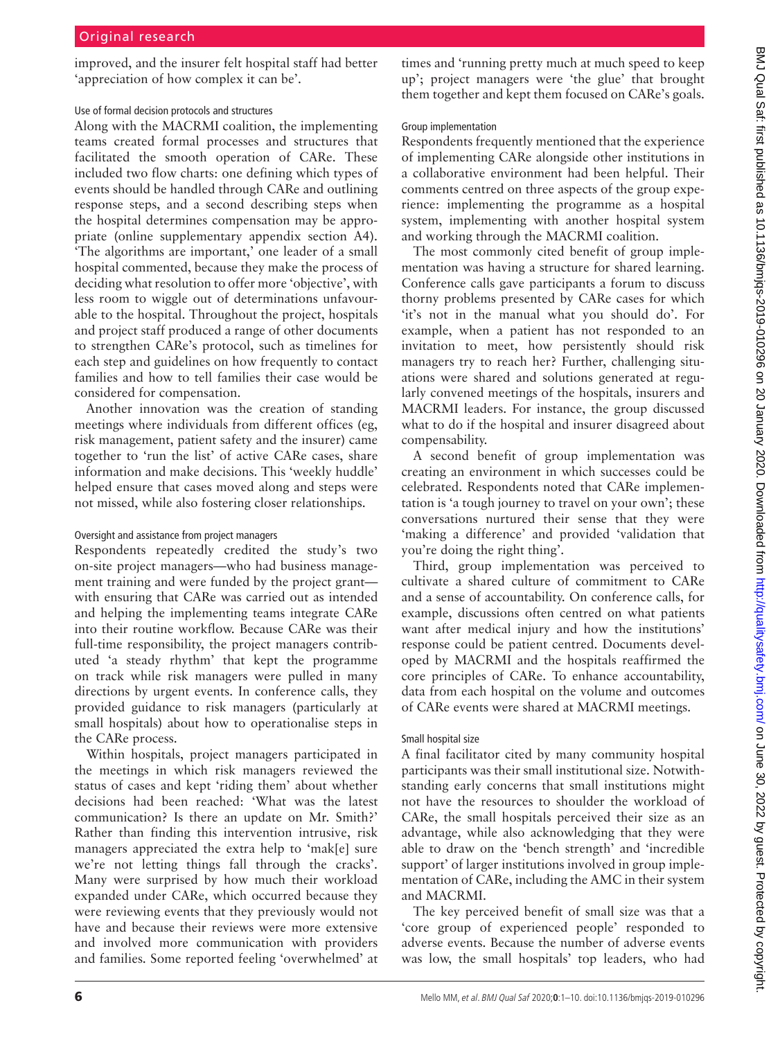improved, and the insurer felt hospital staff had better 'appreciation of how complex it can be'.

#### Use of formal decision protocols and structures

Along with the MACRMI coalition, the implementing teams created formal processes and structures that facilitated the smooth operation of CARe. These included two flow charts: one defining which types of events should be handled through CARe and outlining response steps, and a second describing steps when the hospital determines compensation may be appropriate (online supplementary appendix section A4). 'The algorithms are important,' one leader of a small hospital commented, because they make the process of deciding what resolution to offer more 'objective', with less room to wiggle out of determinations unfavourable to the hospital. Throughout the project, hospitals and project staff produced a range of other documents to strengthen CARe's protocol, such as timelines for each step and guidelines on how frequently to contact families and how to tell families their case would be considered for compensation.

Another innovation was the creation of standing meetings where individuals from different offices (eg, risk management, patient safety and the insurer) came together to 'run the list' of active CARe cases, share information and make decisions. This 'weekly huddle' helped ensure that cases moved along and steps were not missed, while also fostering closer relationships.

#### Oversight and assistance from project managers

Respondents repeatedly credited the study's two on-site project managers—who had business management training and were funded by the project grant—with ensuring that CARe was carried out as intended and helping the implementing teams integrate CARe into their routine workflow. Because CARe was their full-time responsibility, the project managers contributed 'a steady rhythm' that kept the programme on track while risk managers were pulled in many directions by urgent events. In conference calls, they provided guidance to risk managers (particularly at small hospitals) about how to operationalise steps in the CARe process.

Within hospitals, project managers participated in the meetings in which risk managers reviewed the status of cases and kept 'riding them' about whether decisions had been reached: 'What was the latest communication? Is there an update on Mr. Smith?' Rather than finding this intervention intrusive, risk managers appreciated the extra help to 'mak[e] sure we're not letting things fall through the cracks'. Many were surprised by how much their workload expanded under CARe, which occurred because they were reviewing events that they previously would not have and because their reviews were more extensive and involved more communication with providers and families. Some reported feeling 'overwhelmed' at times and 'running pretty much at much speed to keep up'; project managers were 'the glue' that brought them together and kept them focused on CARe's goals.

#### Group implementation

Respondents frequently mentioned that the experience of implementing CARe alongside other institutions in a collaborative environment had been helpful. Their comments centred on three aspects of the group experience: implementing the programme as a hospital system, implementing with another hospital system and working through the MACRMI coalition.

The most commonly cited benefit of group implementation was having a structure for shared learning. Conference calls gave participants a forum to discuss thorny problems presented by CARe cases for which 'it's not in the manual what you should do'. For example, when a patient has not responded to an invitation to meet, how persistently should risk managers try to reach her? Further, challenging situations were shared and solutions generated at regularly convened meetings of the hospitals, insurers and MACRMI leaders. For instance, the group discussed what to do if the hospital and insurer disagreed about compensability.

A second benefit of group implementation was creating an environment in which successes could be celebrated. Respondents noted that CARe implementation is 'a tough journey to travel on your own'; these conversations nurtured their sense that they were 'making a difference' and provided 'validation that you're doing the right thing'.

Third, group implementation was perceived to cultivate a shared culture of commitment to CARe and a sense of accountability. On conference calls, for example, discussions often centred on what patients want after medical injury and how the institutions' response could be patient centred. Documents developed by MACRMI and the hospitals reaffirmed the core principles of CARe. To enhance accountability, data from each hospital on the volume and outcomes of CARe events were shared at MACRMI meetings.

#### Small hospital size

A final facilitator cited by many community hospital participants was their small institutional size. Notwithstanding early concerns that small institutions might not have the resources to shoulder the workload of CARe, the small hospitals perceived their size as an advantage, while also acknowledging that they were able to draw on the 'bench strength' and 'incredible support' of larger institutions involved in group implementation of CARe, including the AMC in their system and MACRMI.

The key perceived benefit of small size was that a 'core group of experienced people' responded to adverse events. Because the number of adverse events was low, the small hospitals' top leaders, who had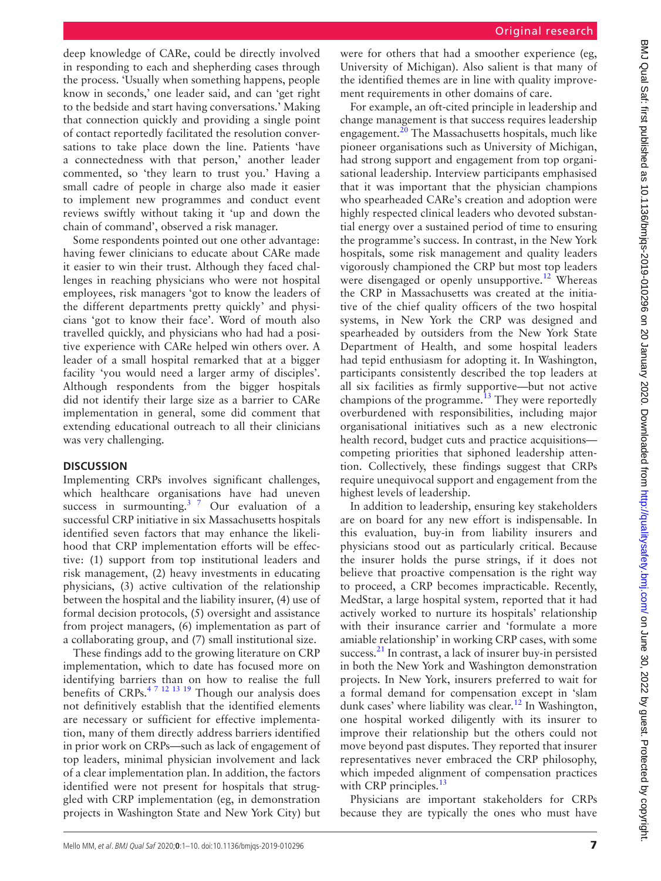deep knowledge of CARe, could be directly involved in responding to each and shepherding cases through the process. 'Usually when something happens, people know in seconds,' one leader said, and can 'get right to the bedside and start having conversations.' Making that connection quickly and providing a single point of contact reportedly facilitated the resolution conversations to take place down the line. Patients 'have a connectedness with that person,' another leader commented, so 'they learn to trust you.' Having a small cadre of people in charge also made it easier to implement new programmes and conduct event reviews swiftly without taking it 'up and down the chain of command', observed a risk manager.

Some respondents pointed out one other advantage: having fewer clinicians to educate about CARe made it easier to win their trust. Although they faced challenges in reaching physicians who were not hospital employees, risk managers 'got to know the leaders of the different departments pretty quickly' and physicians 'got to know their face'. Word of mouth also travelled quickly, and physicians who had had a positive experience with CARe helped win others over. A leader of a small hospital remarked that at a bigger facility 'you would need a larger army of disciples'. Although respondents from the bigger hospitals did not identify their large size as a barrier to CARe implementation in general, some did comment that extending educational outreach to all their clinicians was very challenging.

## DISCUSSION

Implementing CRPs involves significant challenges, which healthcare organisations have had uneven success in surmounting.[3 7] Our evaluation of a successful CRP initiative in six Massachusetts hospitals identified seven factors that may enhance the likelihood that CRP implementation efforts will be effective: (1) support from top institutional leaders and risk management, (2) heavy investments in educating physicians, (3) active cultivation of the relationship between the hospital and the liability insurer, (4) use of formal decision protocols, (5) oversight and assistance from project managers, (6) implementation as part of a collaborating group, and (7) small institutional size.

These findings add to the growing literature on CRP implementation, which to date has focused more on identifying barriers than on how to realise the full benefits of CRPs.[4 7 12 13 19] Though our analysis does not definitively establish that the identified elements are necessary or sufficient for effective implementation, many of them directly address barriers identified in prior work on CRPs—such as lack of engagement of top leaders, minimal physician involvement and lack of a clear implementation plan. In addition, the factors identified were not present for hospitals that struggled with CRP implementation (eg, in demonstration projects in Washington State and New York City) but were for others that had a smoother experience (eg, University of Michigan). Also salient is that many of the identified themes are in line with quality improvement requirements in other domains of care.

For example, an oft-cited principle in leadership and change management is that success requires leadership engagement.[20] The Massachusetts hospitals, much like pioneer organisations such as University of Michigan, had strong support and engagement from top organisational leadership. Interview participants emphasised that it was important that the physician champions who spearheaded CARe's creation and adoption were highly respected clinical leaders who devoted substantial energy over a sustained period of time to ensuring the programme's success. In contrast, in the New York hospitals, some risk management and quality leaders vigorously championed the CRP but most top leaders were disengaged or openly unsupportive.[12] Whereas the CRP in Massachusetts was created at the initiative of the chief quality officers of the two hospital systems, in New York the CRP was designed and spearheaded by outsiders from the New York State Department of Health, and some hospital leaders had tepid enthusiasm for adopting it. In Washington, participants consistently described the top leaders at all six facilities as firmly supportive—but not active champions of the programme.[13] They were reportedly overburdened with responsibilities, including major organisational initiatives such as a new electronic health record, budget cuts and practice acquisitions—competing priorities that siphoned leadership attention. Collectively, these findings suggest that CRPs require unequivocal support and engagement from the highest levels of leadership.

In addition to leadership, ensuring key stakeholders are on board for any new effort is indispensable. In this evaluation, buy-in from liability insurers and physicians stood out as particularly critical. Because the insurer holds the purse strings, if it does not believe that proactive compensation is the right way to proceed, a CRP becomes impracticable. Recently, MedStar, a large hospital system, reported that it had actively worked to nurture its hospitals' relationship with their insurance carrier and 'formulate a more amiable relationship' in working CRP cases, with some success.[21] In contrast, a lack of insurer buy-in persisted in both the New York and Washington demonstration projects. In New York, insurers preferred to wait for a formal demand for compensation except in 'slam dunk cases' where liability was clear.[12] In Washington, one hospital worked diligently with its insurer to improve their relationship but the others could not move beyond past disputes. They reported that insurer representatives never embraced the CRP philosophy, which impeded alignment of compensation practices with CRP principles.[13]

Physicians are important stakeholders for CRPs because they are typically the ones who must have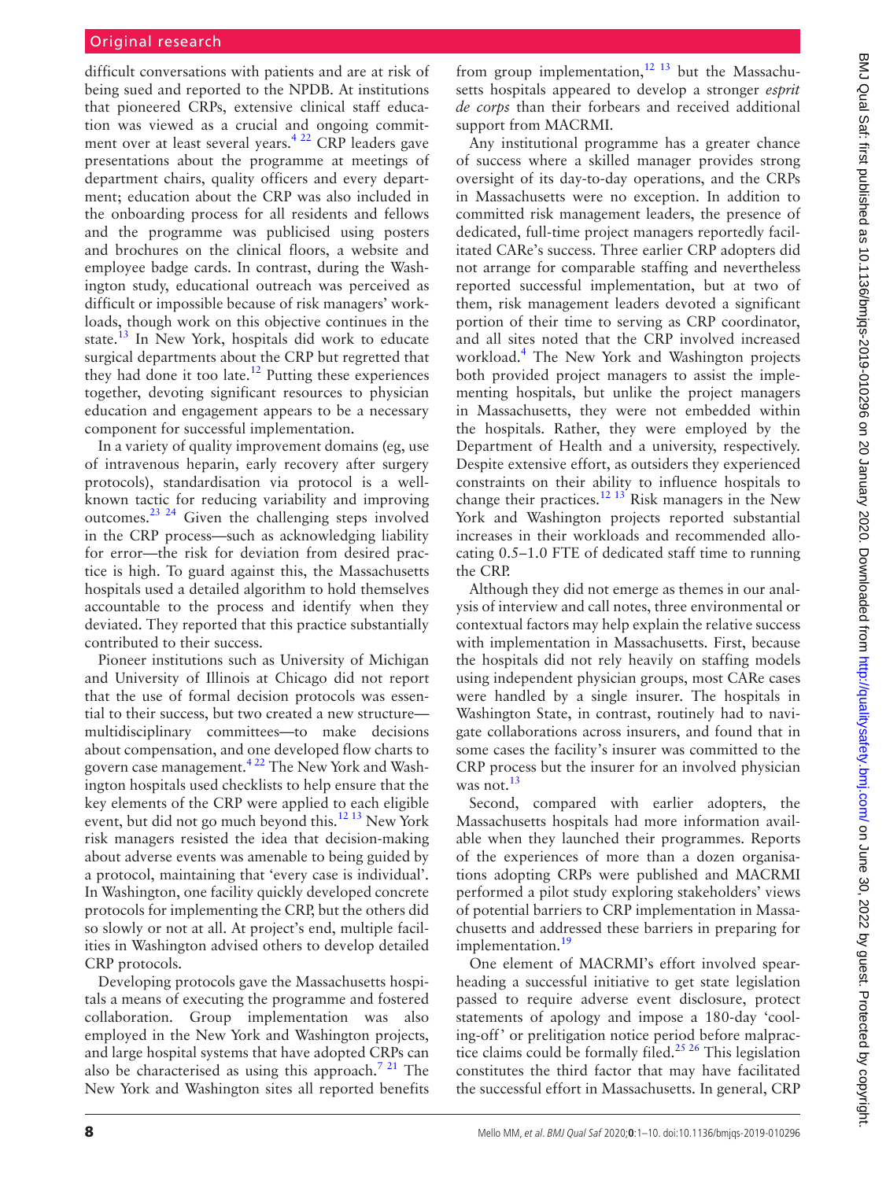difficult conversations with patients and are at risk of being sued and reported to the NPDB. At institutions that pioneered CRPs, extensive clinical staff education was viewed as a crucial and ongoing commitment over at least several years.[4,22] CRP leaders gave presentations about the programme at meetings of department chairs, quality officers and every department; education about the CRP was also included in the onboarding process for all residents and fellows and the programme was publicised using posters and brochures on the clinical floors, a website and employee badge cards. In contrast, during the Washington study, educational outreach was perceived as difficult or impossible because of risk managers' workloads, though work on this objective continues in the state.[13] In New York, hospitals did work to educate surgical departments about the CRP but regretted that they had done it too late.[12] Putting these experiences together, devoting significant resources to physician education and engagement appears to be a necessary component for successful implementation.

In a variety of quality improvement domains (eg, use of intravenous heparin, early recovery after surgery protocols), standardisation via protocol is a well-known tactic for reducing variability and improving outcomes.[23,24] Given the challenging steps involved in the CRP process—such as acknowledging liability for error—the risk for deviation from desired practice is high. To guard against this, the Massachusetts hospitals used a detailed algorithm to hold themselves accountable to the process and identify when they deviated. They reported that this practice substantially contributed to their success.

Pioneer institutions such as University of Michigan and University of Illinois at Chicago did not report that the use of formal decision protocols was essential to their success, but two created a new structure—multidisciplinary committees—to make decisions about compensation, and one developed flow charts to govern case management.[4,22] The New York and Washington hospitals used checklists to help ensure that the key elements of the CRP were applied to each eligible event, but did not go much beyond this.[12,13] New York risk managers resisted the idea that decision-making about adverse events was amenable to being guided by a protocol, maintaining that 'every case is individual'. In Washington, one facility quickly developed concrete protocols for implementing the CRP, but the others did so slowly or not at all. At project's end, multiple facilities in Washington advised others to develop detailed CRP protocols.

Developing protocols gave the Massachusetts hospitals a means of executing the programme and fostered collaboration. Group implementation was also employed in the New York and Washington projects, and large hospital systems that have adopted CRPs can also be characterised as using this approach.[7,21] The New York and Washington sites all reported benefits from group implementation,[12,13] but the Massachusetts hospitals appeared to develop a stronger *esprit de corps* than their forbears and received additional support from MACRMI.

Any institutional programme has a greater chance of success where a skilled manager provides strong oversight of its day-to-day operations, and the CRPs in Massachusetts were no exception. In addition to committed risk management leaders, the presence of dedicated, full-time project managers reportedly facilitated CARe's success. Three earlier CRP adopters did not arrange for comparable staffing and nevertheless reported successful implementation, but at two of them, risk management leaders devoted a significant portion of their time to serving as CRP coordinator, and all sites noted that the CRP involved increased workload.[4] The New York and Washington projects both provided project managers to assist the implementing hospitals, but unlike the project managers in Massachusetts, they were not embedded within the hospitals. Rather, they were employed by the Department of Health and a university, respectively. Despite extensive effort, as outsiders they experienced constraints on their ability to influence hospitals to change their practices.[12,13] Risk managers in the New York and Washington projects reported substantial increases in their workloads and recommended allocating 0.5–1.0 FTE of dedicated staff time to running the CRP.

Although they did not emerge as themes in our analysis of interview and call notes, three environmental or contextual factors may help explain the relative success with implementation in Massachusetts. First, because the hospitals did not rely heavily on staffing models using independent physician groups, most CARe cases were handled by a single insurer. The hospitals in Washington State, in contrast, routinely had to navigate collaborations across insurers, and found that in some cases the facility's insurer was committed to the CRP process but the insurer for an involved physician was not.[13]

Second, compared with earlier adopters, the Massachusetts hospitals had more information available when they launched their programmes. Reports of the experiences of more than a dozen organisations adopting CRPs were published and MACRMI performed a pilot study exploring stakeholders' views of potential barriers to CRP implementation in Massachusetts and addressed these barriers in preparing for implementation.[19]

One element of MACRMI's effort involved spearheading a successful initiative to get state legislation passed to require adverse event disclosure, protect statements of apology and impose a 180-day 'cooling-off' or prelitigation notice period before malpractice claims could be formally filed.[25,26] This legislation constitutes the third factor that may have facilitated the successful effort in Massachusetts. In general, CRP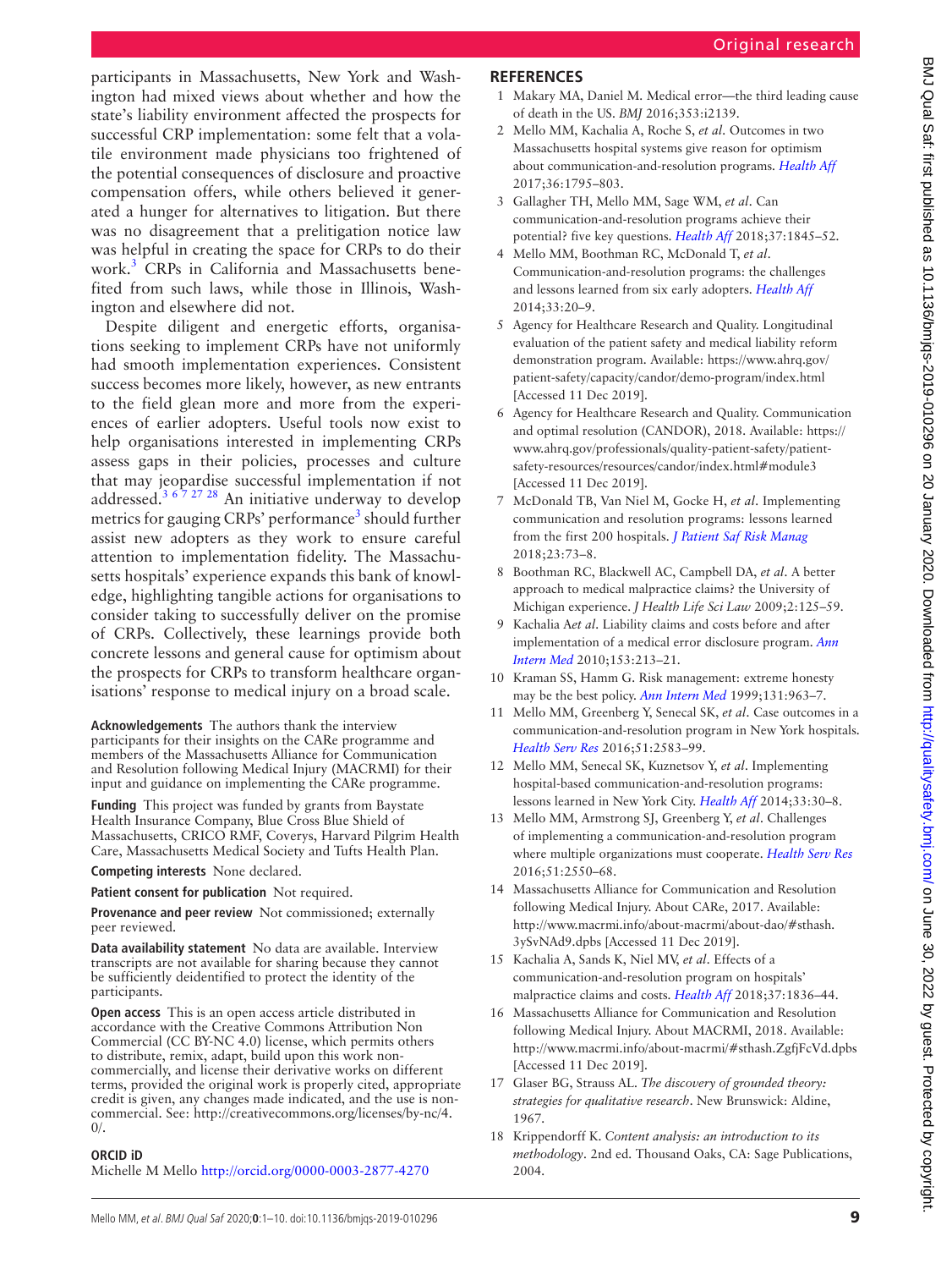participants in Massachusetts, New York and Washington had mixed views about whether and how the state's liability environment affected the prospects for successful CRP implementation: some felt that a volatile environment made physicians too frightened of the potential consequences of disclosure and proactive compensation offers, while others believed it generated a hunger for alternatives to litigation. But there was no disagreement that a prelitigation notice law was helpful in creating the space for CRPs to do their work.[3] CRPs in California and Massachusetts benefited from such laws, while those in Illinois, Washington and elsewhere did not.

Despite diligent and energetic efforts, organisations seeking to implement CRPs have not uniformly had smooth implementation experiences. Consistent success becomes more likely, however, as new entrants to the field glean more and more from the experiences of earlier adopters. Useful tools now exist to help organisations interested in implementing CRPs assess gaps in their policies, processes and culture that may jeopardise successful implementation if not addressed.[3 6 7 27 28] An initiative underway to develop metrics for gauging CRPs' performance[3] should further assist new adopters as they work to ensure careful attention to implementation fidelity. The Massachusetts hospitals' experience expands this bank of knowledge, highlighting tangible actions for organisations to consider taking to successfully deliver on the promise of CRPs. Collectively, these learnings provide both concrete lessons and general cause for optimism about the prospects for CRPs to transform healthcare organisations' response to medical injury on a broad scale.

**Acknowledgements** The authors thank the interview participants for their insights on the CARe programme and members of the Massachusetts Alliance for Communication and Resolution following Medical Injury (MACRMI) for their input and guidance on implementing the CARe programme.

**Funding** This project was funded by grants from Baystate Health Insurance Company, Blue Cross Blue Shield of Massachusetts, CRICO RMF, Coverys, Harvard Pilgrim Health Care, Massachusetts Medical Society and Tufts Health Plan.

**Competing interests** None declared.

**Patient consent for publication** Not required.

**Provenance and peer review** Not commissioned; externally peer reviewed.

**Data availability statement** No data are available. Interview transcripts are not available for sharing because they cannot be sufficiently deidentified to protect the identity of the participants.

**Open access** This is an open access article distributed in accordance with the Creative Commons Attribution Non Commercial (CC BY-NC 4.0) license, which permits others to distribute, remix, adapt, build upon this work non-commercially, and license their derivative works on different terms, provided the original work is properly cited, appropriate credit is given, any changes made indicated, and the use is non-commercial. See: http://creativecommons.org/licenses/by-nc/4.0/.

### ORCID iD

Michelle M Mello http://orcid.org/0000-0003-2877-4270

## REFERENCES

1. Makary MA, Daniel M. Medical error—the third leading cause of death in the US. *BMJ* 2016;353:i2139.
2. Mello MM, Kachalia A, Roche S, *et al*. Outcomes in two Massachusetts hospital systems give reason for optimism about communication-and-resolution programs. *Health Aff* 2017;36:1795–803.
3. Gallagher TH, Mello MM, Sage WM, *et al*. Can communication-and-resolution programs achieve their potential? five key questions. *Health Aff* 2018;37:1845–52.
4. Mello MM, Boothman RC, McDonald T, *et al*. Communication-and-resolution programs: the challenges and lessons learned from six early adopters. *Health Aff* 2014;33:20–9.
5. Agency for Healthcare Research and Quality. Longitudinal evaluation of the patient safety and medical liability reform demonstration program. Available: https://www.ahrq.gov/patient-safety/capacity/candor/demo-program/index.html [Accessed 11 Dec 2019].
6. Agency for Healthcare Research and Quality. Communication and optimal resolution (CANDOR), 2018. Available: https://www.ahrq.gov/professionals/quality-patient-safety/patient-safety-resources/resources/candor/index.html#module3 [Accessed 11 Dec 2019].
7. McDonald TB, Van Niel M, Gocke H, *et al*. Implementing communication and resolution programs: lessons learned from the first 200 hospitals. *J Patient Saf Risk Manag* 2018;23:73–8.
8. Boothman RC, Blackwell AC, Campbell DA, *et al*. A better approach to medical malpractice claims? the University of Michigan experience. *J Health Life Sci Law* 2009;2:125–59.
9. Kachalia A*et al*. Liability claims and costs before and after implementation of a medical error disclosure program. *Ann Intern Med* 2010;153:213–21.
10. Kraman SS, Hamm G. Risk management: extreme honesty may be the best policy. *Ann Intern Med* 1999;131:963–7.
11. Mello MM, Greenberg Y, Senecal SK, *et al*. Case outcomes in a communication-and-resolution program in New York hospitals. *Health Serv Res* 2016;51:2583–99.
12. Mello MM, Senecal SK, Kuznetsov Y, *et al*. Implementing hospital-based communication-and-resolution programs: lessons learned in New York City. *Health Aff* 2014;33:30–8.
13. Mello MM, Armstrong SJ, Greenberg Y, *et al*. Challenges of implementing a communication-and-resolution program where multiple organizations must cooperate. *Health Serv Res* 2016;51:2550–68.
14. Massachusetts Alliance for Communication and Resolution following Medical Injury. About CARe, 2017. Available: http://www.macrmi.info/about-macrmi/about-dao/#sthash.3ySvNAd9.dpbs [Accessed 11 Dec 2019].
15. Kachalia A, Sands K, Niel MV, *et al*. Effects of a communication-and-resolution program on hospitals' malpractice claims and costs. *Health Aff* 2018;37:1836–44.
16. Massachusetts Alliance for Communication and Resolution following Medical Injury. About MACRMI, 2018. Available: http://www.macrmi.info/about-macrmi/#sthash.ZgfjFcVd.dpbs [Accessed 11 Dec 2019].
17. Glaser BG, Strauss AL. *The discovery of grounded theory: strategies for qualitative research*. New Brunswick: Aldine, 1967.
18. Krippendorff K. *Content analysis: an introduction to its methodology*. 2nd ed. Thousand Oaks, CA: Sage Publications, 2004.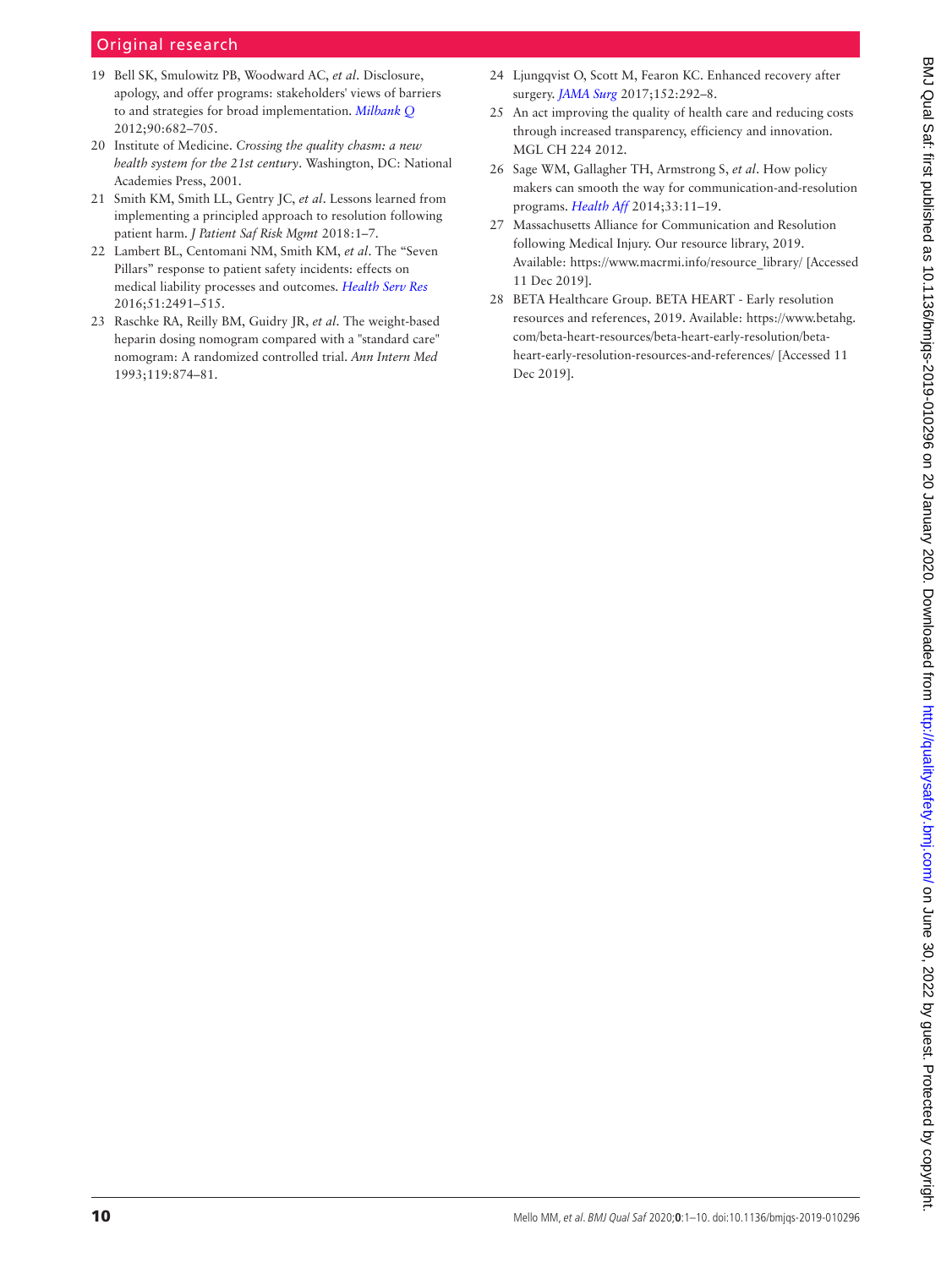19 Bell SK, Smulowitz PB, Woodward AC, *et al*. Disclosure, apology, and offer programs: stakeholders' views of barriers to and strategies for broad implementation. *Milbank Q* 2012;90:682–705.

20 Institute of Medicine. *Crossing the quality chasm: a new health system for the 21st century*. Washington, DC: National Academies Press, 2001.

21 Smith KM, Smith LL, Gentry JC, *et al*. Lessons learned from implementing a principled approach to resolution following patient harm. *J Patient Saf Risk Mgmt* 2018:1–7.

22 Lambert BL, Centomani NM, Smith KM, *et al*. The "Seven Pillars" response to patient safety incidents: effects on medical liability processes and outcomes. *Health Serv Res* 2016;51:2491–515.

23 Raschke RA, Reilly BM, Guidry JR, *et al*. The weight-based heparin dosing nomogram compared with a "standard care" nomogram: A randomized controlled trial. *Ann Intern Med* 1993;119:874–81.

24 Ljungqvist O, Scott M, Fearon KC. Enhanced recovery after surgery. *JAMA Surg* 2017;152:292–8.

25 An act improving the quality of health care and reducing costs through increased transparency, efficiency and innovation. MGL CH 224 2012.

26 Sage WM, Gallagher TH, Armstrong S, *et al*. How policy makers can smooth the way for communication-and-resolution programs. *Health Aff* 2014;33:11–19.

27 Massachusetts Alliance for Communication and Resolution following Medical Injury. Our resource library, 2019. Available: https://www.macrmi.info/resource_library/ [Accessed 11 Dec 2019].

28 BETA Healthcare Group. BETA HEART - Early resolution resources and references, 2019. Available: https://www.betahg.com/beta-heart-resources/beta-heart-early-resolution/beta-heart-early-resolution-resources-and-references/ [Accessed 11 Dec 2019].